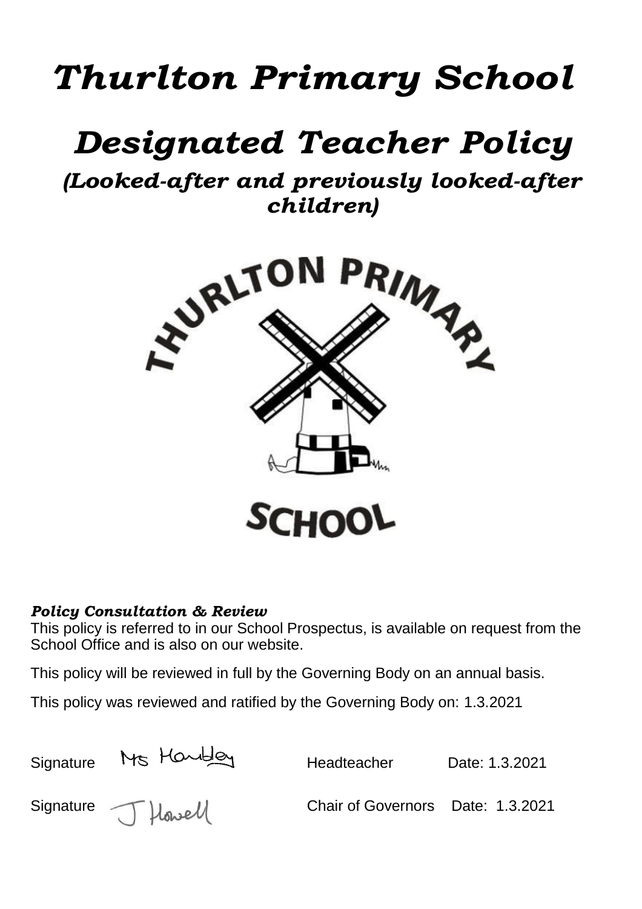# *Thurlton Primary School*

# *Designated Teacher Policy*

## *(Looked-after and previously looked-after children)*

***Policy Consultation & Review***

This policy is referred to in our School Prospectus, is available on request from the School Office and is also on our website.

This policy will be reviewed in full by the Governing Body on an annual basis.

This policy was reviewed and ratified by the Governing Body on: 1.3.2021

| | | | |
|---|---|---|---|
| Signature | Ms Hawkley | Headteacher | Date: 1.3.2021 |
| Signature | J Howell | Chair of Governors | Date: 1.3.2021 |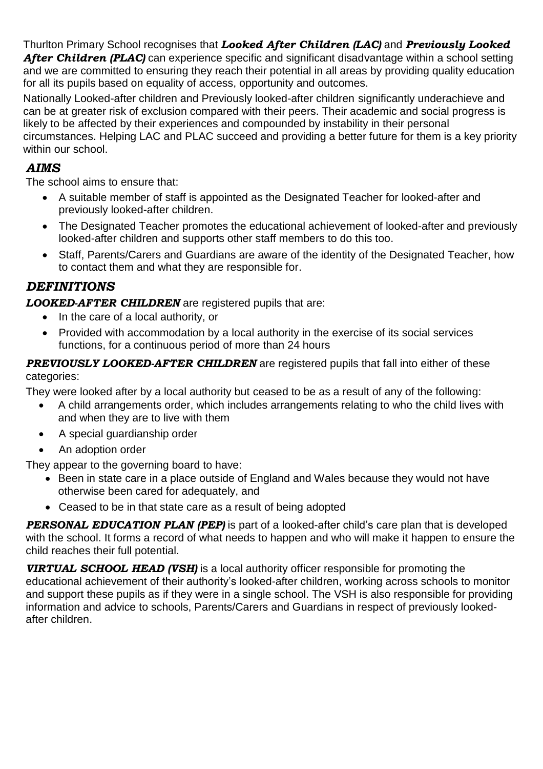Thurlton Primary School recognises that ***Looked After Children (LAC)*** and ***Previously Looked After Children (PLAC)*** can experience specific and significant disadvantage within a school setting and we are committed to ensuring they reach their potential in all areas by providing quality education for all its pupils based on equality of access, opportunity and outcomes.

Nationally Looked-after children and Previously looked-after children significantly underachieve and can be at greater risk of exclusion compared with their peers. Their academic and social progress is likely to be affected by their experiences and compounded by instability in their personal circumstances. Helping LAC and PLAC succeed and providing a better future for them is a key priority within our school.

## *AIMS*

The school aims to ensure that:

- A suitable member of staff is appointed as the Designated Teacher for looked-after and previously looked-after children.
- The Designated Teacher promotes the educational achievement of looked-after and previously looked-after children and supports other staff members to do this too.
- Staff, Parents/Carers and Guardians are aware of the identity of the Designated Teacher, how to contact them and what they are responsible for.

## *DEFINITIONS*

***LOOKED-AFTER CHILDREN*** are registered pupils that are:

- In the care of a local authority, or
- Provided with accommodation by a local authority in the exercise of its social services functions, for a continuous period of more than 24 hours

***PREVIOUSLY LOOKED-AFTER CHILDREN*** are registered pupils that fall into either of these categories:

They were looked after by a local authority but ceased to be as a result of any of the following:

- A child arrangements order, which includes arrangements relating to who the child lives with and when they are to live with them
- A special guardianship order
- An adoption order

They appear to the governing board to have:

- Been in state care in a place outside of England and Wales because they would not have otherwise been cared for adequately, and
- Ceased to be in that state care as a result of being adopted

***PERSONAL EDUCATION PLAN (PEP)*** is part of a looked-after child's care plan that is developed with the school. It forms a record of what needs to happen and who will make it happen to ensure the child reaches their full potential.

***VIRTUAL SCHOOL HEAD (VSH)*** is a local authority officer responsible for promoting the educational achievement of their authority's looked-after children, working across schools to monitor and support these pupils as if they were in a single school. The VSH is also responsible for providing information and advice to schools, Parents/Carers and Guardians in respect of previously looked-after children.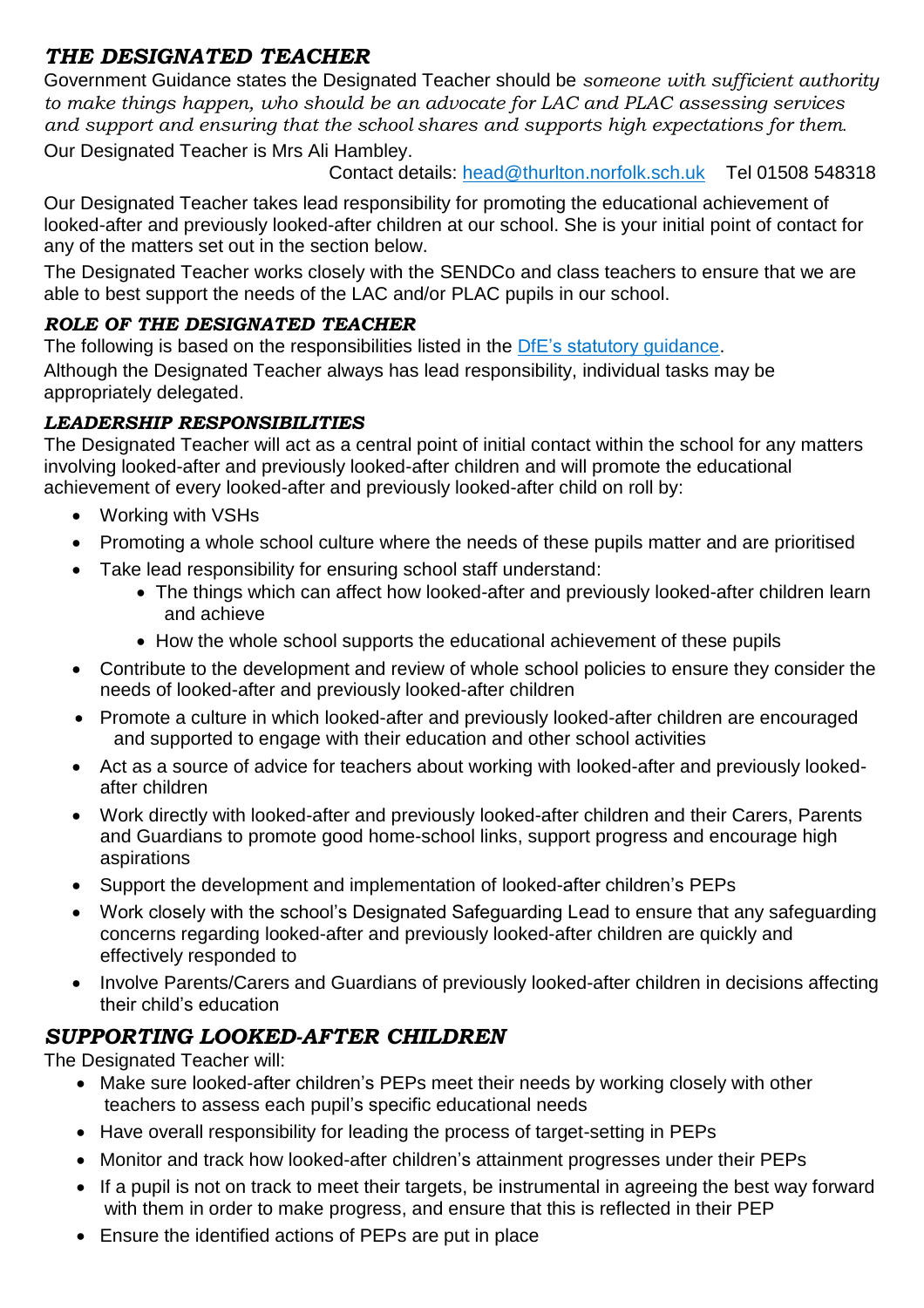## *THE DESIGNATED TEACHER*

Government Guidance states the Designated Teacher should be *someone with sufficient authority to make things happen, who should be an advocate for LAC and PLAC assessing services and support and ensuring that the school shares and supports high expectations for them.*

Our Designated Teacher is Mrs Ali Hambley.

Contact details: [head@thurlton.norfolk.sch.uk](mailto:head@thurlton.norfolk.sch.uk) Tel 01508 548318

Our Designated Teacher takes lead responsibility for promoting the educational achievement of looked-after and previously looked-after children at our school. She is your initial point of contact for any of the matters set out in the section below.

The Designated Teacher works closely with the SENDCo and class teachers to ensure that we are able to best support the needs of the LAC and/or PLAC pupils in our school.

### *ROLE OF THE DESIGNATED TEACHER*

The following is based on the responsibilities listed in the [DfE's statutory guidance](#).

Although the Designated Teacher always has lead responsibility, individual tasks may be appropriately delegated.

### *LEADERSHIP RESPONSIBILITIES*

The Designated Teacher will act as a central point of initial contact within the school for any matters involving looked-after and previously looked-after children and will promote the educational achievement of every looked-after and previously looked-after child on roll by:

- Working with VSHs
- Promoting a whole school culture where the needs of these pupils matter and are prioritised
- Take lead responsibility for ensuring school staff understand:
  - The things which can affect how looked-after and previously looked-after children learn and achieve
  - How the whole school supports the educational achievement of these pupils
- Contribute to the development and review of whole school policies to ensure they consider the needs of looked-after and previously looked-after children
- Promote a culture in which looked-after and previously looked-after children are encouraged and supported to engage with their education and other school activities
- Act as a source of advice for teachers about working with looked-after and previously looked-after children
- Work directly with looked-after and previously looked-after children and their Carers, Parents and Guardians to promote good home-school links, support progress and encourage high aspirations
- Support the development and implementation of looked-after children's PEPs
- Work closely with the school's Designated Safeguarding Lead to ensure that any safeguarding concerns regarding looked-after and previously looked-after children are quickly and effectively responded to
- Involve Parents/Carers and Guardians of previously looked-after children in decisions affecting their child's education

## *SUPPORTING LOOKED-AFTER CHILDREN*

The Designated Teacher will:

- Make sure looked-after children's PEPs meet their needs by working closely with other teachers to assess each pupil's specific educational needs
- Have overall responsibility for leading the process of target-setting in PEPs
- Monitor and track how looked-after children's attainment progresses under their PEPs
- If a pupil is not on track to meet their targets, be instrumental in agreeing the best way forward with them in order to make progress, and ensure that this is reflected in their PEP
- Ensure the identified actions of PEPs are put in place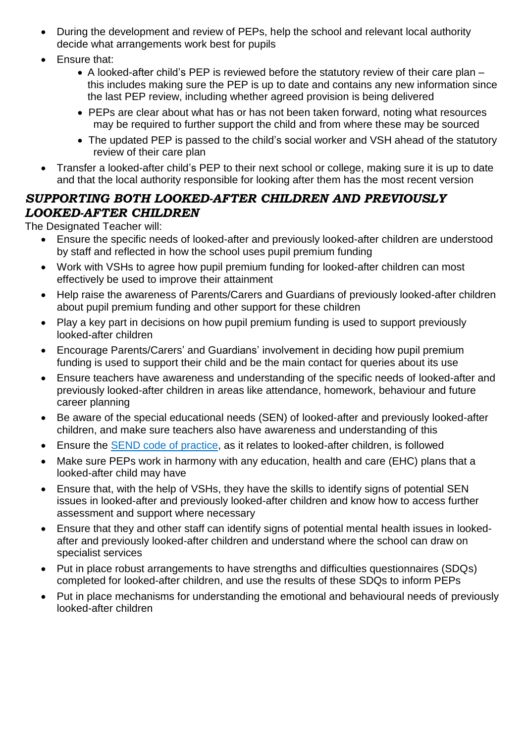- During the development and review of PEPs, help the school and relevant local authority decide what arrangements work best for pupils
- Ensure that:
  - A looked-after child's PEP is reviewed before the statutory review of their care plan – this includes making sure the PEP is up to date and contains any new information since the last PEP review, including whether agreed provision is being delivered
  - PEPs are clear about what has or has not been taken forward, noting what resources may be required to further support the child and from where these may be sourced
  - The updated PEP is passed to the child's social worker and VSH ahead of the statutory review of their care plan
- Transfer a looked-after child's PEP to their next school or college, making sure it is up to date and that the local authority responsible for looking after them has the most recent version

### *SUPPORTING BOTH LOOKED-AFTER CHILDREN AND PREVIOUSLY LOOKED-AFTER CHILDREN*

The Designated Teacher will:

- Ensure the specific needs of looked-after and previously looked-after children are understood by staff and reflected in how the school uses pupil premium funding
- Work with VSHs to agree how pupil premium funding for looked-after children can most effectively be used to improve their attainment
- Help raise the awareness of Parents/Carers and Guardians of previously looked-after children about pupil premium funding and other support for these children
- Play a key part in decisions on how pupil premium funding is used to support previously looked-after children
- Encourage Parents/Carers' and Guardians' involvement in deciding how pupil premium funding is used to support their child and be the main contact for queries about its use
- Ensure teachers have awareness and understanding of the specific needs of looked-after and previously looked-after children in areas like attendance, homework, behaviour and future career planning
- Be aware of the special educational needs (SEN) of looked-after and previously looked-after children, and make sure teachers also have awareness and understanding of this
- Ensure the SEND code of practice, as it relates to looked-after children, is followed
- Make sure PEPs work in harmony with any education, health and care (EHC) plans that a looked-after child may have
- Ensure that, with the help of VSHs, they have the skills to identify signs of potential SEN issues in looked-after and previously looked-after children and know how to access further assessment and support where necessary
- Ensure that they and other staff can identify signs of potential mental health issues in looked-after and previously looked-after children and understand where the school can draw on specialist services
- Put in place robust arrangements to have strengths and difficulties questionnaires (SDQs) completed for looked-after children, and use the results of these SDQs to inform PEPs
- Put in place mechanisms for understanding the emotional and behavioural needs of previously looked-after children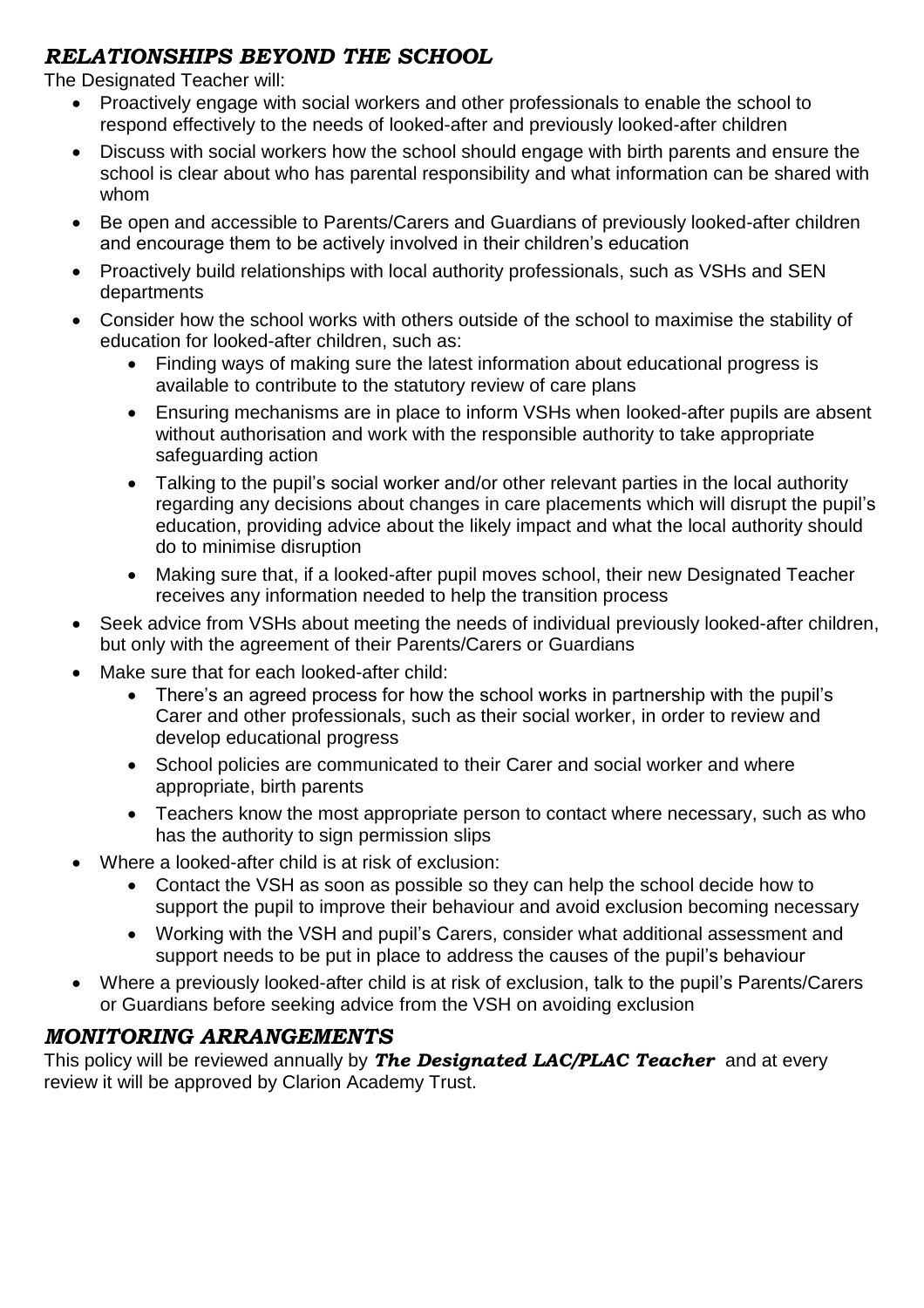## *RELATIONSHIPS BEYOND THE SCHOOL*

The Designated Teacher will:

- Proactively engage with social workers and other professionals to enable the school to respond effectively to the needs of looked-after and previously looked-after children
- Discuss with social workers how the school should engage with birth parents and ensure the school is clear about who has parental responsibility and what information can be shared with whom
- Be open and accessible to Parents/Carers and Guardians of previously looked-after children and encourage them to be actively involved in their children's education
- Proactively build relationships with local authority professionals, such as VSHs and SEN departments
- Consider how the school works with others outside of the school to maximise the stability of education for looked-after children, such as:
  - Finding ways of making sure the latest information about educational progress is available to contribute to the statutory review of care plans
  - Ensuring mechanisms are in place to inform VSHs when looked-after pupils are absent without authorisation and work with the responsible authority to take appropriate safeguarding action
  - Talking to the pupil's social worker and/or other relevant parties in the local authority regarding any decisions about changes in care placements which will disrupt the pupil's education, providing advice about the likely impact and what the local authority should do to minimise disruption
  - Making sure that, if a looked-after pupil moves school, their new Designated Teacher receives any information needed to help the transition process
- Seek advice from VSHs about meeting the needs of individual previously looked-after children, but only with the agreement of their Parents/Carers or Guardians
- Make sure that for each looked-after child:
  - There's an agreed process for how the school works in partnership with the pupil's Carer and other professionals, such as their social worker, in order to review and develop educational progress
  - School policies are communicated to their Carer and social worker and where appropriate, birth parents
  - Teachers know the most appropriate person to contact where necessary, such as who has the authority to sign permission slips
- Where a looked-after child is at risk of exclusion:
  - Contact the VSH as soon as possible so they can help the school decide how to support the pupil to improve their behaviour and avoid exclusion becoming necessary
  - Working with the VSH and pupil's Carers, consider what additional assessment and support needs to be put in place to address the causes of the pupil's behaviour
- Where a previously looked-after child is at risk of exclusion, talk to the pupil's Parents/Carers or Guardians before seeking advice from the VSH on avoiding exclusion

## *MONITORING ARRANGEMENTS*

This policy will be reviewed annually by ***The Designated LAC/PLAC Teacher*** and at every review it will be approved by Clarion Academy Trust.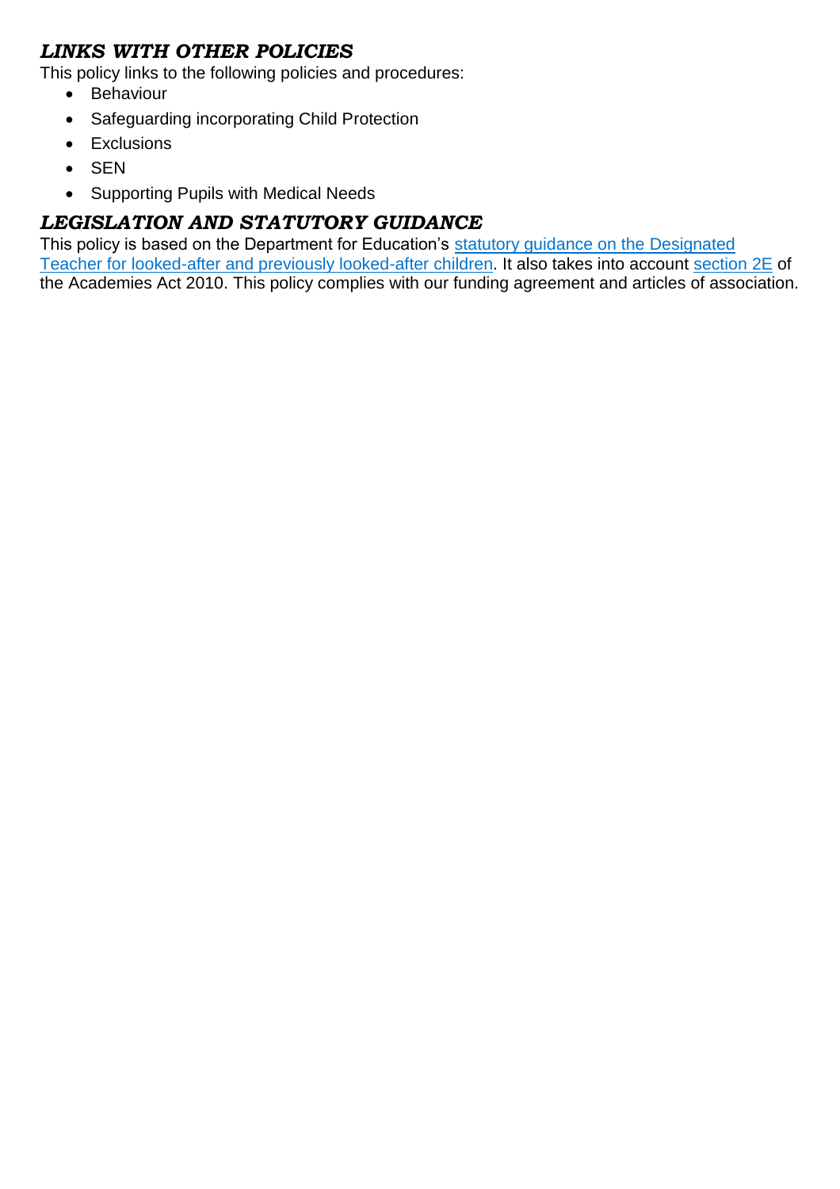## *LINKS WITH OTHER POLICIES*

This policy links to the following policies and procedures:

- Behaviour
- Safeguarding incorporating Child Protection
- Exclusions
- SEN
- Supporting Pupils with Medical Needs

## *LEGISLATION AND STATUTORY GUIDANCE*

This policy is based on the Department for Education's statutory guidance on the Designated Teacher for looked-after and previously looked-after children. It also takes into account section 2E of the Academies Act 2010. This policy complies with our funding agreement and articles of association.